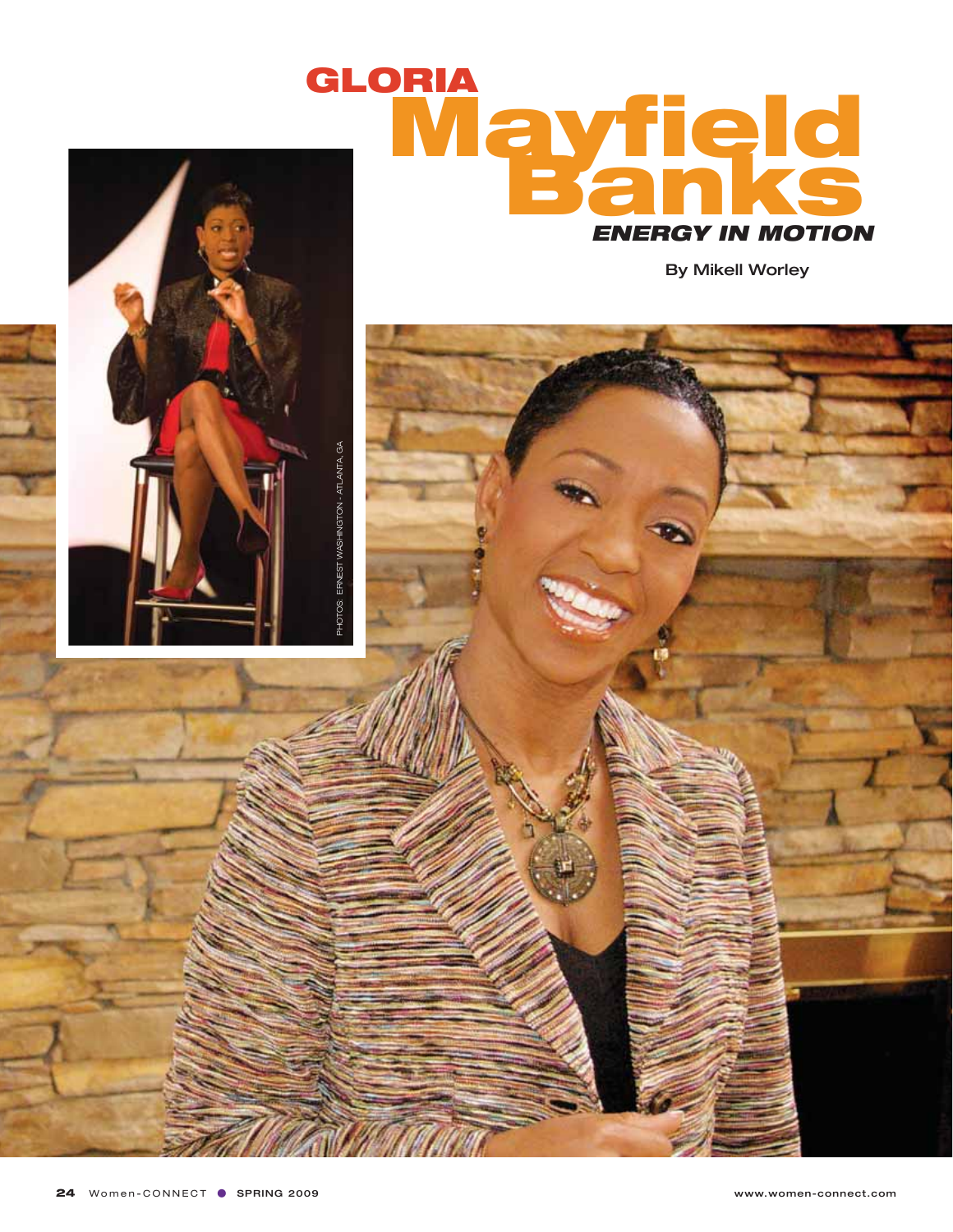# GLORIA Mayfield Banks

## *ENERGY IN MOTION*

By Mikell Worley

PHOTOS: ERNEST WASHINGTON - ATLANTA, GA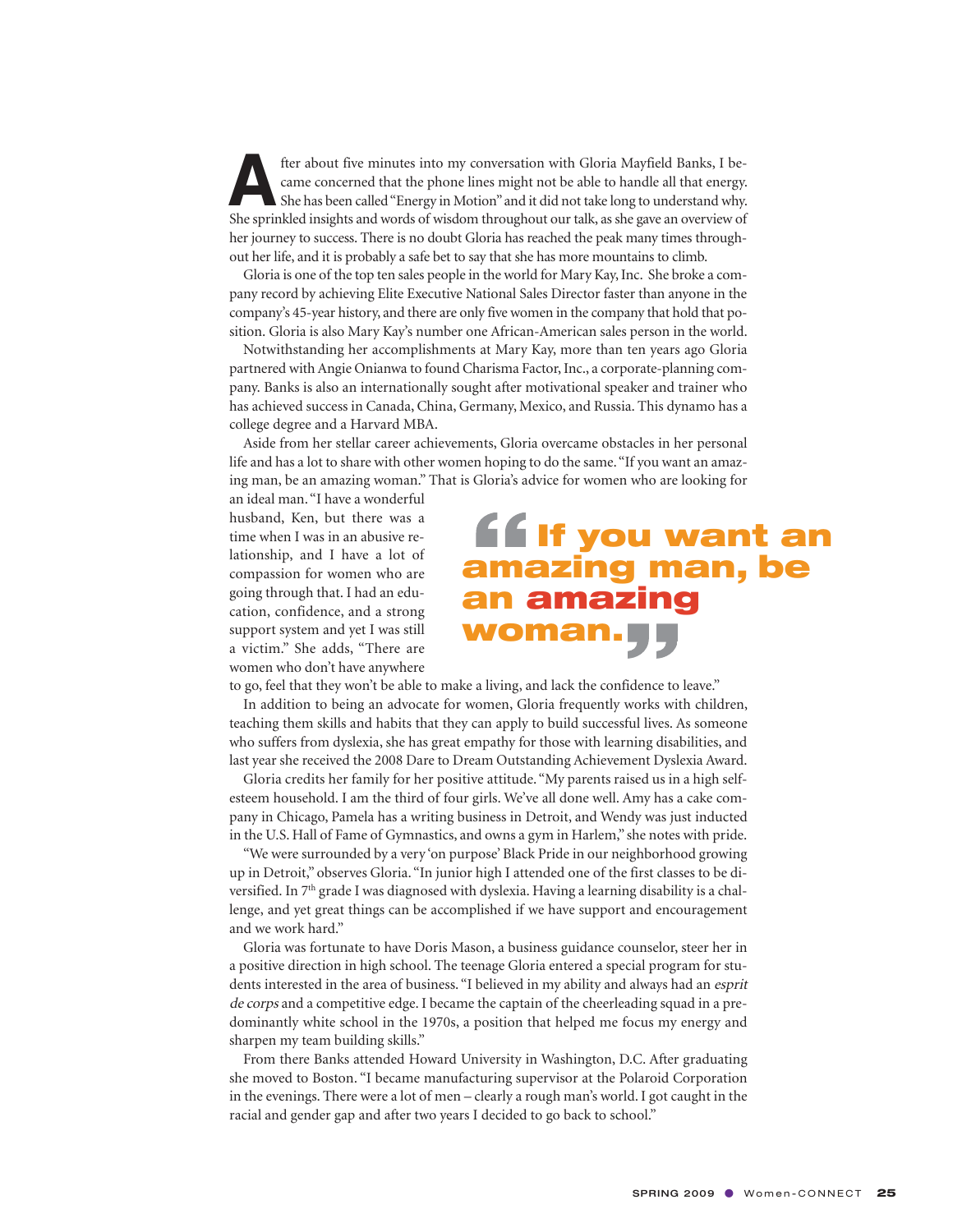After about five minutes into my conversation with Gloria Mayfield Banks, I became concerned that the phone lines might not be able to handle all that energy. She has been called "Energy in Motion" and it did not take long to understand why. She sprinkled insights and words of wisdom throughout our talk, as she gave an overview of her journey to success. There is no doubt Gloria has reached the peak many times throughout her life, and it is probably a safe bet to say that she has more mountains to climb.

Gloria is one of the top ten sales people in the world for Mary Kay, Inc. She broke a company record by achieving Elite Executive National Sales Director faster than anyone in the company's 45-year history, and there are only five women in the company that hold that position. Gloria is also Mary Kay's number one African-American sales person in the world.

Notwithstanding her accomplishments at Mary Kay, more than ten years ago Gloria partnered with Angie Onianwa to found Charisma Factor, Inc., a corporate-planning company. Banks is also an internationally sought after motivational speaker and trainer who has achieved success in Canada, China, Germany, Mexico, and Russia. This dynamo has a college degree and a Harvard MBA.

Aside from her stellar career achievements, Gloria overcame obstacles in her personal life and has a lot to share with other women hoping to do the same. "If you want an amazing man, be an amazing woman." That is Gloria's advice for women who are looking for an ideal man. "I have a wonderful husband, Ken, but there was a time when I was in an abusive relationship, and I have a lot of compassion for women who are going through that. I had an education, confidence, and a strong support system and yet I was still a victim." She adds, "There are women who don't have anywhere to go, feel that they won't be able to make a living, and lack the confidence to leave."

> **"If you want an amazing man, be an amazing woman."**

In addition to being an advocate for women, Gloria frequently works with children, teaching them skills and habits that they can apply to build successful lives. As someone who suffers from dyslexia, she has great empathy for those with learning disabilities, and last year she received the 2008 Dare to Dream Outstanding Achievement Dyslexia Award.

Gloria credits her family for her positive attitude. "My parents raised us in a high self-esteem household. I am the third of four girls. We've all done well. Amy has a cake company in Chicago, Pamela has a writing business in Detroit, and Wendy was just inducted in the U.S. Hall of Fame of Gymnastics, and owns a gym in Harlem," she notes with pride.

"We were surrounded by a very 'on purpose' Black Pride in our neighborhood growing up in Detroit," observes Gloria. "In junior high I attended one of the first classes to be diversified. In 7th grade I was diagnosed with dyslexia. Having a learning disability is a challenge, and yet great things can be accomplished if we have support and encouragement and we work hard."

Gloria was fortunate to have Doris Mason, a business guidance counselor, steer her in a positive direction in high school. The teenage Gloria entered a special program for students interested in the area of business. "I believed in my ability and always had an *esprit de corps* and a competitive edge. I became the captain of the cheerleading squad in a predominantly white school in the 1970s, a position that helped me focus my energy and sharpen my team building skills."

From there Banks attended Howard University in Washington, D.C. After graduating she moved to Boston. "I became manufacturing supervisor at the Polaroid Corporation in the evenings. There were a lot of men – clearly a rough man's world. I got caught in the racial and gender gap and after two years I decided to go back to school."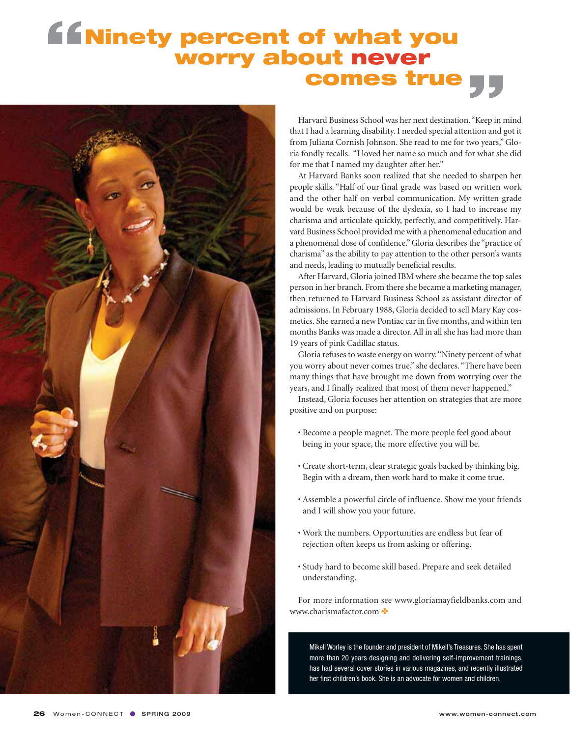# "Ninety percent of what you worry about never comes true"

Harvard Business School was her next destination. "Keep in mind that I had a learning disability. I needed special attention and got it from Juliana Cornish Johnson. She read to me for two years," Gloria fondly recalls. "I loved her name so much and for what she did for me that I named my daughter after her."

At Harvard Banks soon realized that she needed to sharpen her people skills. "Half of our final grade was based on written work and the other half on verbal communication. My written grade would be weak because of the dyslexia, so I had to increase my charisma and articulate quickly, perfectly, and competitively. Harvard Business School provided me with a phenomenal education and a phenomenal dose of confidence." Gloria describes the "practice of charisma" as the ability to pay attention to the other person's wants and needs, leading to mutually beneficial results.

After Harvard, Gloria joined IBM where she became the top sales person in her branch. From there she became a marketing manager, then returned to Harvard Business School as assistant director of admissions. In February 1988, Gloria decided to sell Mary Kay cosmetics. She earned a new Pontiac car in five months, and within ten months Banks was made a director. All in all she has had more than 19 years of pink Cadillac status.

Gloria refuses to waste energy on worry. "Ninety percent of what you worry about never comes true," she declares. "There have been many things that have brought me down from worrying over the years, and I finally realized that most of them never happened."

Instead, Gloria focuses her attention on strategies that are more positive and on purpose:

- Become a people magnet. The more people feel good about being in your space, the more effective you will be.
- Create short-term, clear strategic goals backed by thinking big. Begin with a dream, then work hard to make it come true.
- Assemble a powerful circle of influence. Show me your friends and I will show you your future.
- Work the numbers. Opportunities are endless but fear of rejection often keeps us from asking or offering.
- Study hard to become skill based. Prepare and seek detailed understanding.

For more information see www.gloriamayfieldbanks.com and www.charismafactor.com ✤

Mikell Worley is the founder and president of Mikell's Treasures. She has spent more than 20 years designing and delivering self-improvement trainings, has had several cover stories in various magazines, and recently illustrated her first children's book. She is an advocate for women and children.